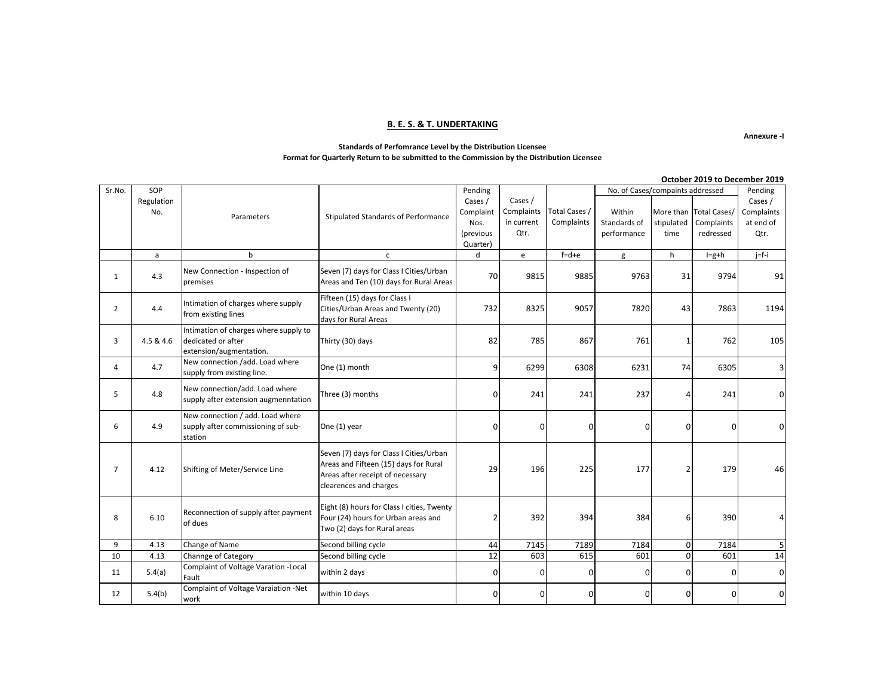## B. E. S. & T. UNDERTAKING

**Annexure -I**

**Standards of Perfomrance Level by the Distribution Licensee**
**Format for Quarterly Return to be submitted to the Commission by the Distribution Licensee**

**October 2019 to December 2019**

| Sr.No. | SOP Regulation No. | Parameters | Stipulated Standards of Performance | Pending Cases / Complaint Nos. (previous Quarter) | Cases / Complaints in current Qtr. | Total Cases / Complaints | No. of Cases/compaints addressed | | | Pending Cases / Complaints at end of Qtr. |
|---|---|---|---|---|---|---|---|---|---|---|
| | | | | | | | Within Standards of performance | More than stipulated time | Total Cases/ Complaints redressed | |
| | a | b | c | d | e | f=d+e | g | h | I=g+h | j=f-i |
| 1 | 4.3 | New Connection - Inspection of premises | Seven (7) days for Class I Cities/Urban Areas and Ten (10) days for Rural Areas | 70 | 9815 | 9885 | 9763 | 31 | 9794 | 91 |
| 2 | 4.4 | Intimation of charges where supply from existing lines | Fifteen (15) days for Class I Cities/Urban Areas and Twenty (20) days for Rural Areas | 732 | 8325 | 9057 | 7820 | 43 | 7863 | 1194 |
| 3 | 4.5 & 4.6 | Intimation of charges where supply to dedicated or after extension/augmentation. | Thirty (30) days | 82 | 785 | 867 | 761 | 1 | 762 | 105 |
| 4 | 4.7 | New connection /add. Load where supply from existing line. | One (1) month | 9 | 6299 | 6308 | 6231 | 74 | 6305 | 3 |
| 5 | 4.8 | New connection/add. Load where supply after extension augmenntation | Three (3) months | 0 | 241 | 241 | 237 | 4 | 241 | 0 |
| 6 | 4.9 | New connection / add. Load where supply after commissioning of sub-station | One (1) year | 0 | 0 | 0 | 0 | 0 | 0 | 0 |
| 7 | 4.12 | Shifting of Meter/Service Line | Seven (7) days for Class I Cities/Urban Areas and Fifteen (15) days for Rural Areas after receipt of necessary clearences and charges | 29 | 196 | 225 | 177 | 2 | 179 | 46 |
| 8 | 6.10 | Reconnection of supply after payment of dues | Eight (8) hours for Class I cities, Twenty Four (24) hours for Urban areas and Two (2) days for Rural areas | 2 | 392 | 394 | 384 | 6 | 390 | 4 |
| 9 | 4.13 | Change of Name | Second billing cycle | 44 | 7145 | 7189 | 7184 | 0 | 7184 | 5 |
| 10 | 4.13 | Channge of Category | Second billing cycle | 12 | 603 | 615 | 601 | 0 | 601 | 14 |
| 11 | 5.4(a) | Complaint of Voltage Varation -Local Fault | within 2 days | 0 | 0 | 0 | 0 | 0 | 0 | 0 |
| 12 | 5.4(b) | Complaint of Voltage Varaiation -Net work | within 10 days | 0 | 0 | 0 | 0 | 0 | 0 | 0 |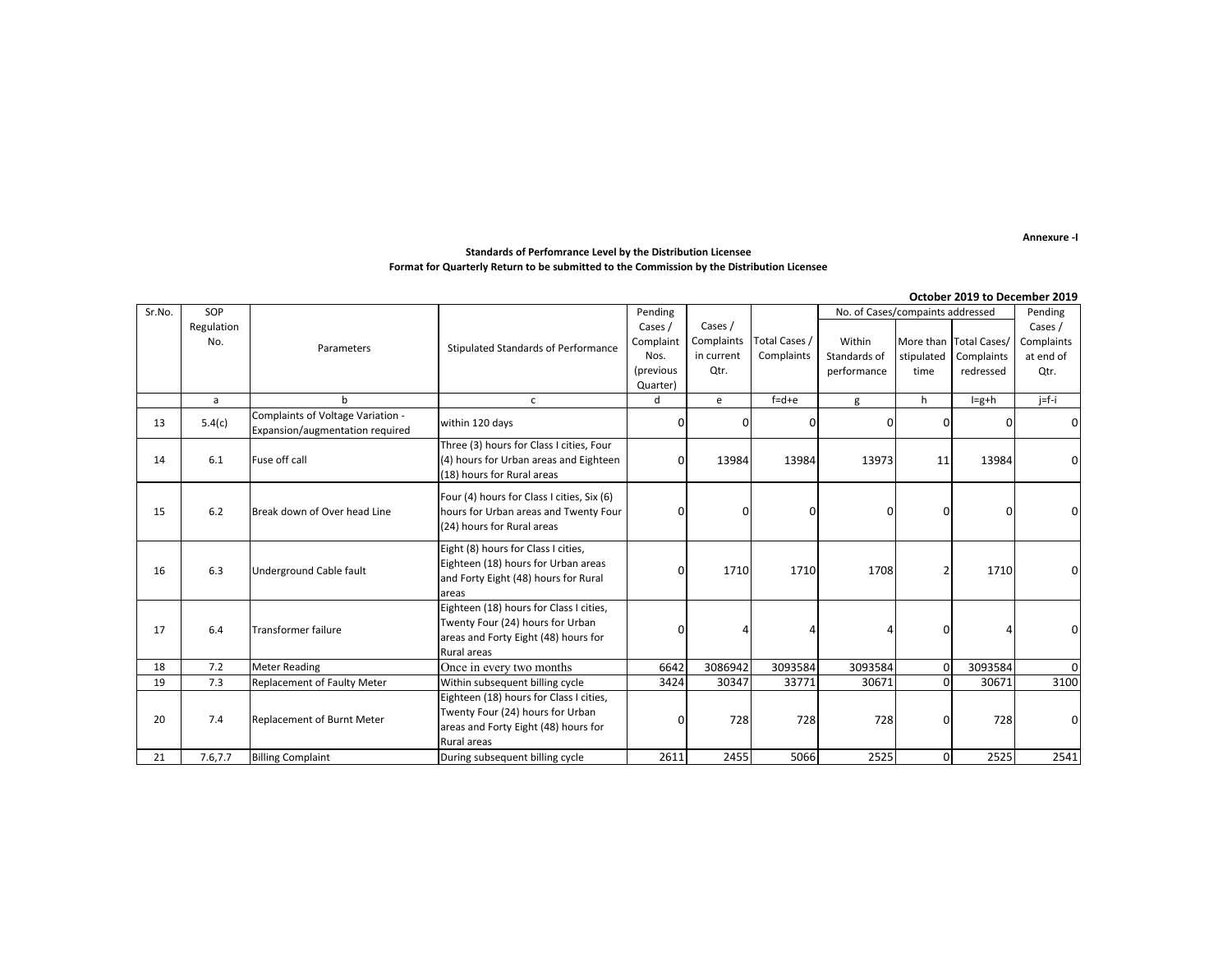**Annexure -I**

**Standards of Perfomrance Level by the Distribution Licensee**
**Format for Quarterly Return to be submitted to the Commission by the Distribution Licensee**

**October 2019 to December 2019**

| Sr.No. | SOP Regulation No. | Parameters | Stipulated Standards of Performance | Pending Cases / Complaint Nos. (previous Quarter) | Cases / Complaints in current Qtr. | Total Cases / Complaints | No. of Cases/compaints addressed | | | Pending Cases / Complaints at end of Qtr. |
|---|---|---|---|---|---|---|---|---|---|---|
| | | | | | | | Within Standards of performance | More than stipulated time | Total Cases/ Complaints redressed | |
| | a | b | c | d | e | f=d+e | g | h | I=g+h | j=f-i |
| 13 | 5.4(c) | Complaints of Voltage Variation - Expansion/augmentation required | within 120 days | 0 | 0 | 0 | 0 | 0 | 0 | 0 |
| 14 | 6.1 | Fuse off call | Three (3) hours for Class I cities, Four (4) hours for Urban areas and Eighteen (18) hours for Rural areas | 0 | 13984 | 13984 | 13973 | 11 | 13984 | 0 |
| 15 | 6.2 | Break down of Over head Line | Four (4) hours for Class I cities, Six (6) hours for Urban areas and Twenty Four (24) hours for Rural areas | 0 | 0 | 0 | 0 | 0 | 0 | 0 |
| 16 | 6.3 | Underground Cable fault | Eight (8) hours for Class I cities, Eighteen (18) hours for Urban areas and Forty Eight (48) hours for Rural areas | 0 | 1710 | 1710 | 1708 | 2 | 1710 | 0 |
| 17 | 6.4 | Transformer failure | Eighteen (18) hours for Class I cities, Twenty Four (24) hours for Urban areas and Forty Eight (48) hours for Rural areas | 0 | 4 | 4 | 4 | 0 | 4 | 0 |
| 18 | 7.2 | Meter Reading | Once in every two months | 6642 | 3086942 | 3093584 | 3093584 | 0 | 3093584 | 0 |
| 19 | 7.3 | Replacement of Faulty Meter | Within subsequent billing cycle | 3424 | 30347 | 33771 | 30671 | 0 | 30671 | 3100 |
| 20 | 7.4 | Replacement of Burnt Meter | Eighteen (18) hours for Class I cities, Twenty Four (24) hours for Urban areas and Forty Eight (48) hours for Rural areas | 0 | 728 | 728 | 728 | 0 | 728 | 0 |
| 21 | 7.6,7.7 | Billing Complaint | During subsequent billing cycle | 2611 | 2455 | 5066 | 2525 | 0 | 2525 | 2541 |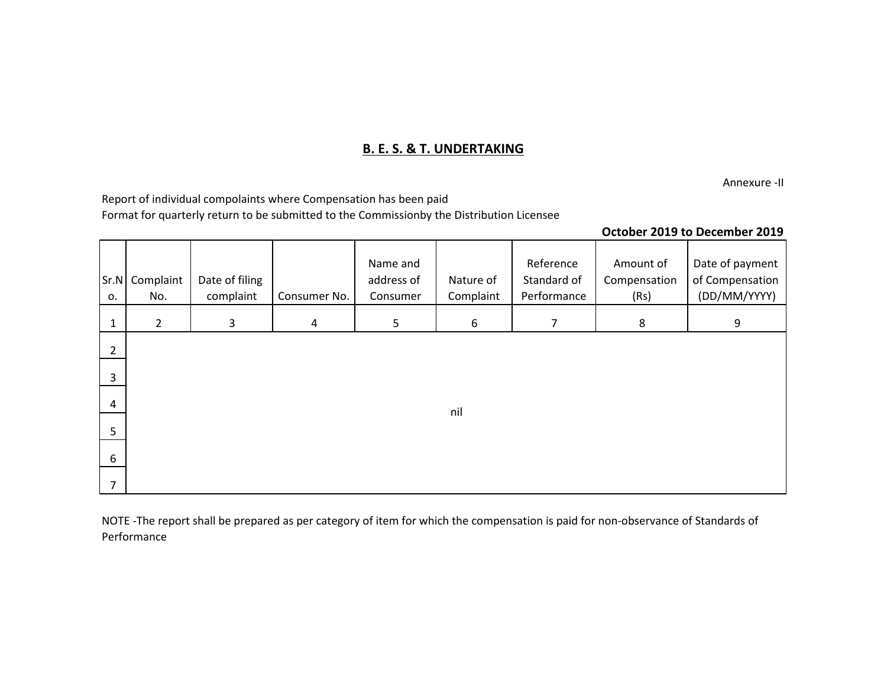## B. E. S. & T. UNDERTAKING

Annexure -II

Report of individual compolaints where Compensation has been paid
Format for quarterly return to be submitted to the Commissionby the Distribution Licensee

**October 2019 to December 2019**

| Sr.No. | Complaint No. | Date of filing complaint | Consumer No. | Name and address of Consumer | Nature of Complaint | Reference Standard of Performance | Amount of Compensation (Rs) | Date of payment of Compensation (DD/MM/YYYY) |
|---|---|---|---|---|---|---|---|---|
| 1 | 2 | 3 | 4 | 5 | 6 | 7 | 8 | 9 |
| 2 | | | | | | | | |
| 3 | | | | | | | | |
| 4 | | | | | nil | | | |
| 5 | | | | | | | | |
| 6 | | | | | | | | |
| 7 | | | | | | | | |

NOTE -The report shall be prepared as per category of item for which the compensation is paid for non-observance of Standards of Performance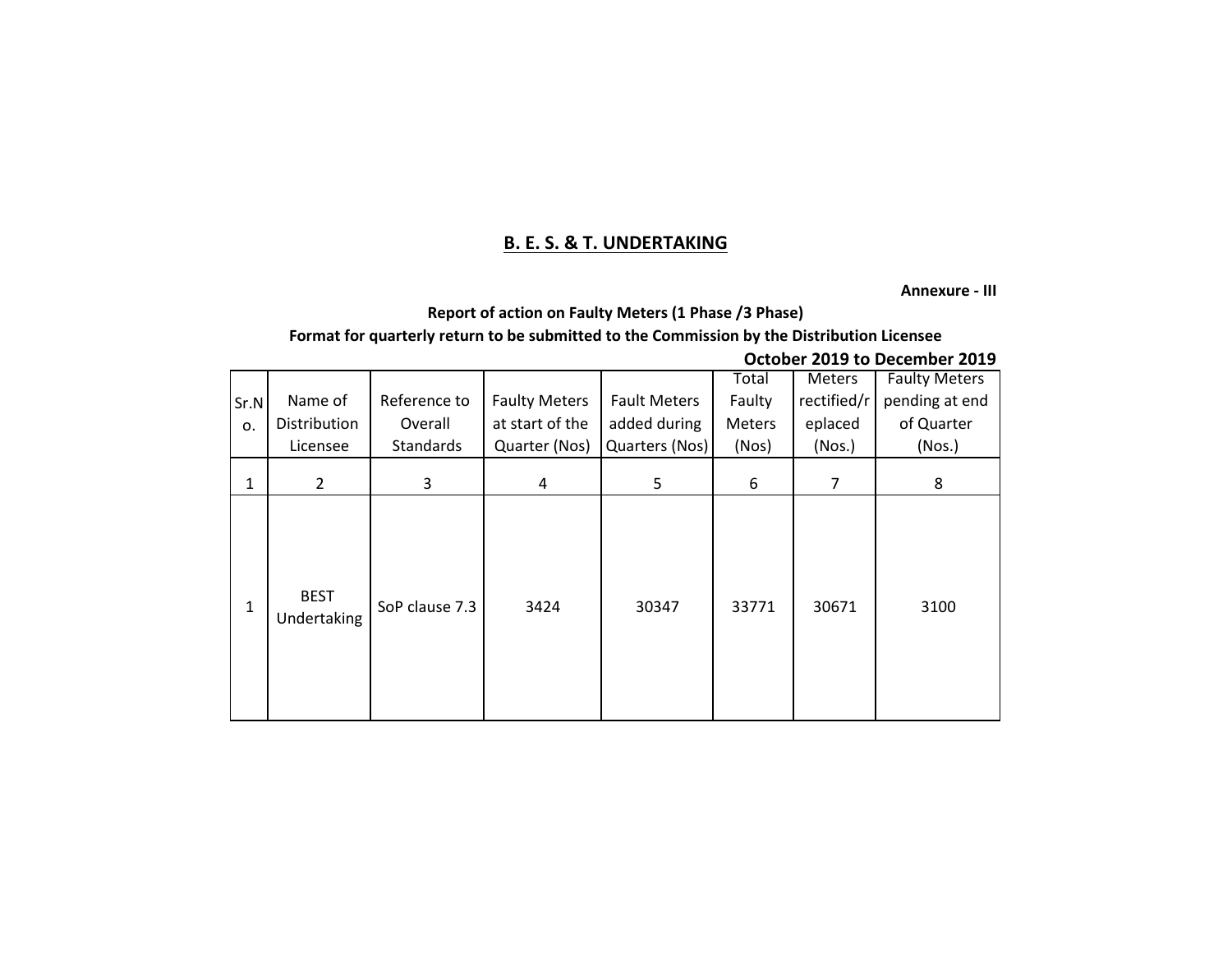## B. E. S. & T. UNDERTAKING

**Annexure - III**

**Report of action on Faulty Meters (1 Phase /3 Phase)**

**Format for quarterly return to be submitted to the Commission by the Distribution Licensee**

**October 2019 to December 2019**

| Sr.No. | Name of Distribution Licensee | Reference to Overall Standards | Faulty Meters at start of the Quarter (Nos) | Fault Meters added during Quarters (Nos) | Total Faulty Meters (Nos) | Meters rectified/replaced (Nos.) | Faulty Meters pending at end of Quarter (Nos.) |
|---|---|---|---|---|---|---|---|
| 1 | 2 | 3 | 4 | 5 | 6 | 7 | 8 |
| 1 | BEST Undertaking | SoP clause 7.3 | 3424 | 30347 | 33771 | 30671 | 3100 |